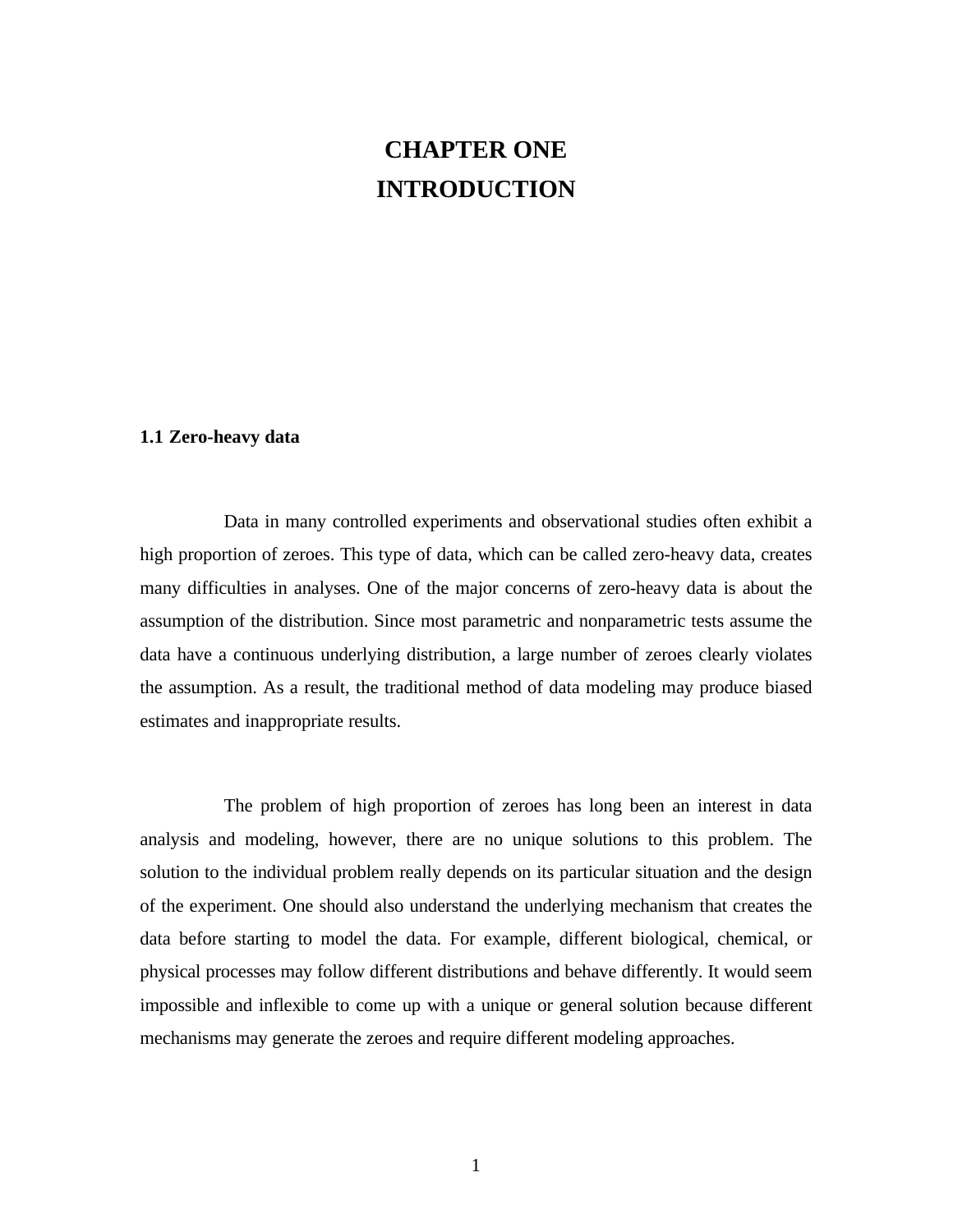# CHAPTER ONE
# INTRODUCTION

## 1.1 Zero-heavy data

Data in many controlled experiments and observational studies often exhibit a high proportion of zeroes. This type of data, which can be called zero-heavy data, creates many difficulties in analyses. One of the major concerns of zero-heavy data is about the assumption of the distribution. Since most parametric and nonparametric tests assume the data have a continuous underlying distribution, a large number of zeroes clearly violates the assumption. As a result, the traditional method of data modeling may produce biased estimates and inappropriate results.

The problem of high proportion of zeroes has long been an interest in data analysis and modeling, however, there are no unique solutions to this problem. The solution to the individual problem really depends on its particular situation and the design of the experiment. One should also understand the underlying mechanism that creates the data before starting to model the data. For example, different biological, chemical, or physical processes may follow different distributions and behave differently. It would seem impossible and inflexible to come up with a unique or general solution because different mechanisms may generate the zeroes and require different modeling approaches.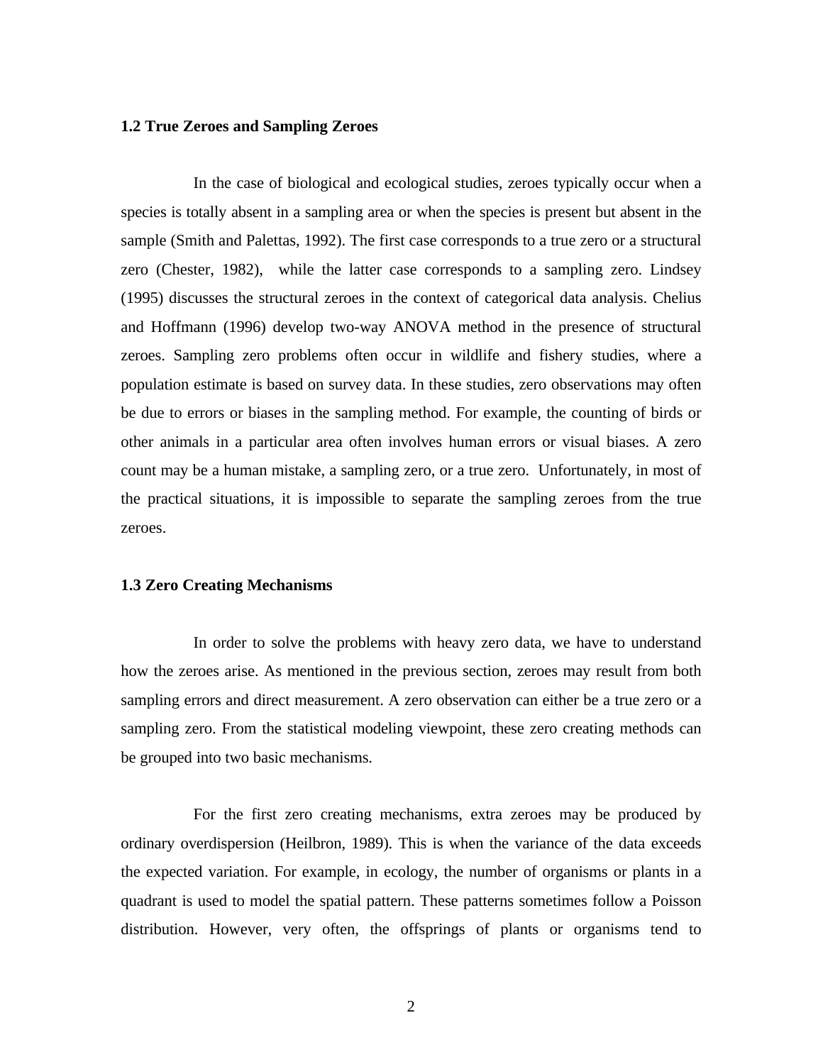## 1.2 True Zeroes and Sampling Zeroes

In the case of biological and ecological studies, zeroes typically occur when a species is totally absent in a sampling area or when the species is present but absent in the sample (Smith and Palettas, 1992). The first case corresponds to a true zero or a structural zero (Chester, 1982), while the latter case corresponds to a sampling zero. Lindsey (1995) discusses the structural zeroes in the context of categorical data analysis. Chelius and Hoffmann (1996) develop two-way ANOVA method in the presence of structural zeroes. Sampling zero problems often occur in wildlife and fishery studies, where a population estimate is based on survey data. In these studies, zero observations may often be due to errors or biases in the sampling method. For example, the counting of birds or other animals in a particular area often involves human errors or visual biases. A zero count may be a human mistake, a sampling zero, or a true zero. Unfortunately, in most of the practical situations, it is impossible to separate the sampling zeroes from the true zeroes.

## 1.3 Zero Creating Mechanisms

In order to solve the problems with heavy zero data, we have to understand how the zeroes arise. As mentioned in the previous section, zeroes may result from both sampling errors and direct measurement. A zero observation can either be a true zero or a sampling zero. From the statistical modeling viewpoint, these zero creating methods can be grouped into two basic mechanisms.

For the first zero creating mechanisms, extra zeroes may be produced by ordinary overdispersion (Heilbron, 1989). This is when the variance of the data exceeds the expected variation. For example, in ecology, the number of organisms or plants in a quadrant is used to model the spatial pattern. These patterns sometimes follow a Poisson distribution. However, very often, the offsprings of plants or organisms tend to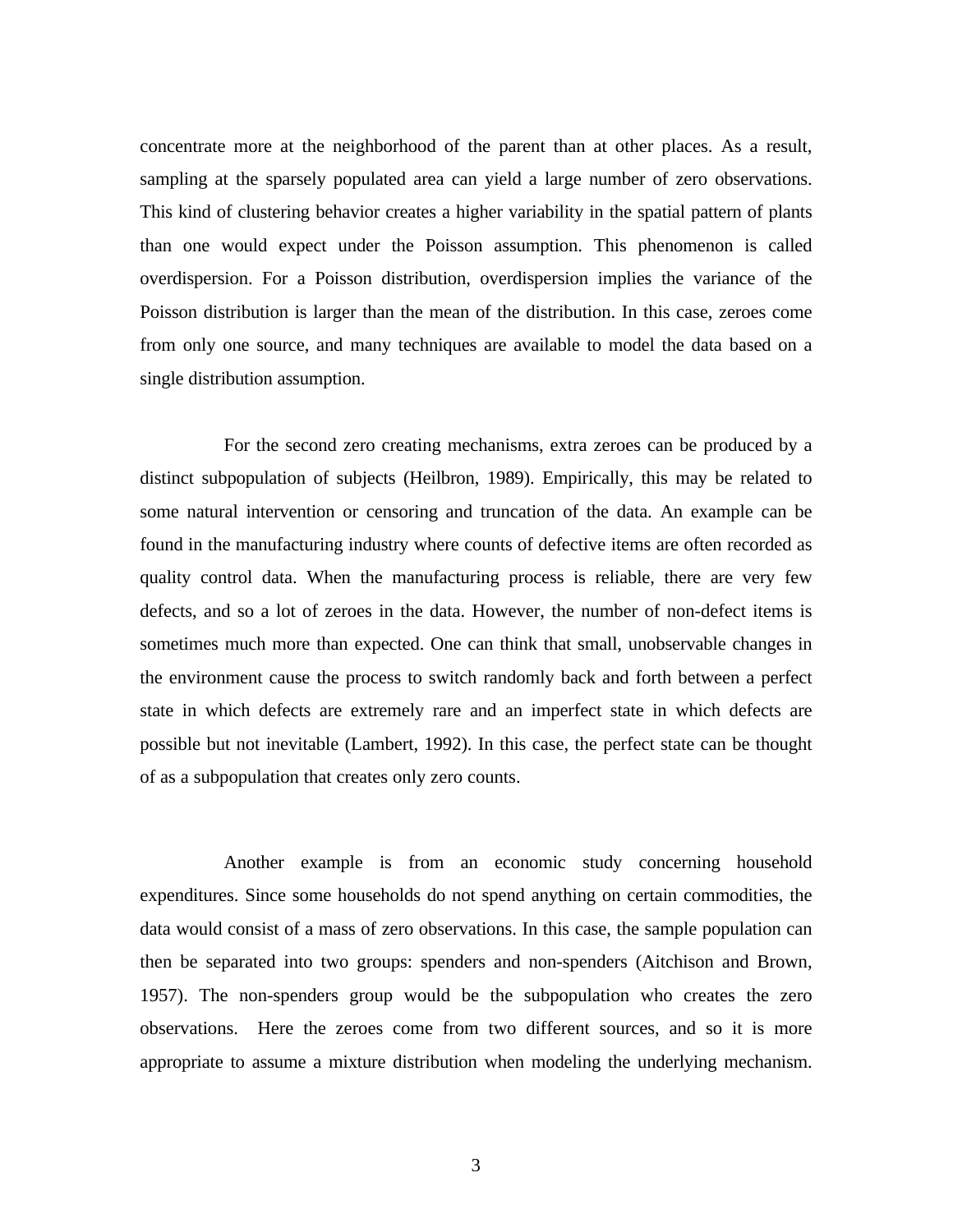concentrate more at the neighborhood of the parent than at other places. As a result, sampling at the sparsely populated area can yield a large number of zero observations. This kind of clustering behavior creates a higher variability in the spatial pattern of plants than one would expect under the Poisson assumption. This phenomenon is called overdispersion. For a Poisson distribution, overdispersion implies the variance of the Poisson distribution is larger than the mean of the distribution. In this case, zeroes come from only one source, and many techniques are available to model the data based on a single distribution assumption.

For the second zero creating mechanisms, extra zeroes can be produced by a distinct subpopulation of subjects (Heilbron, 1989). Empirically, this may be related to some natural intervention or censoring and truncation of the data. An example can be found in the manufacturing industry where counts of defective items are often recorded as quality control data. When the manufacturing process is reliable, there are very few defects, and so a lot of zeroes in the data. However, the number of non-defect items is sometimes much more than expected. One can think that small, unobservable changes in the environment cause the process to switch randomly back and forth between a perfect state in which defects are extremely rare and an imperfect state in which defects are possible but not inevitable (Lambert, 1992). In this case, the perfect state can be thought of as a subpopulation that creates only zero counts.

Another example is from an economic study concerning household expenditures. Since some households do not spend anything on certain commodities, the data would consist of a mass of zero observations. In this case, the sample population can then be separated into two groups: spenders and non-spenders (Aitchison and Brown, 1957). The non-spenders group would be the subpopulation who creates the zero observations. Here the zeroes come from two different sources, and so it is more appropriate to assume a mixture distribution when modeling the underlying mechanism.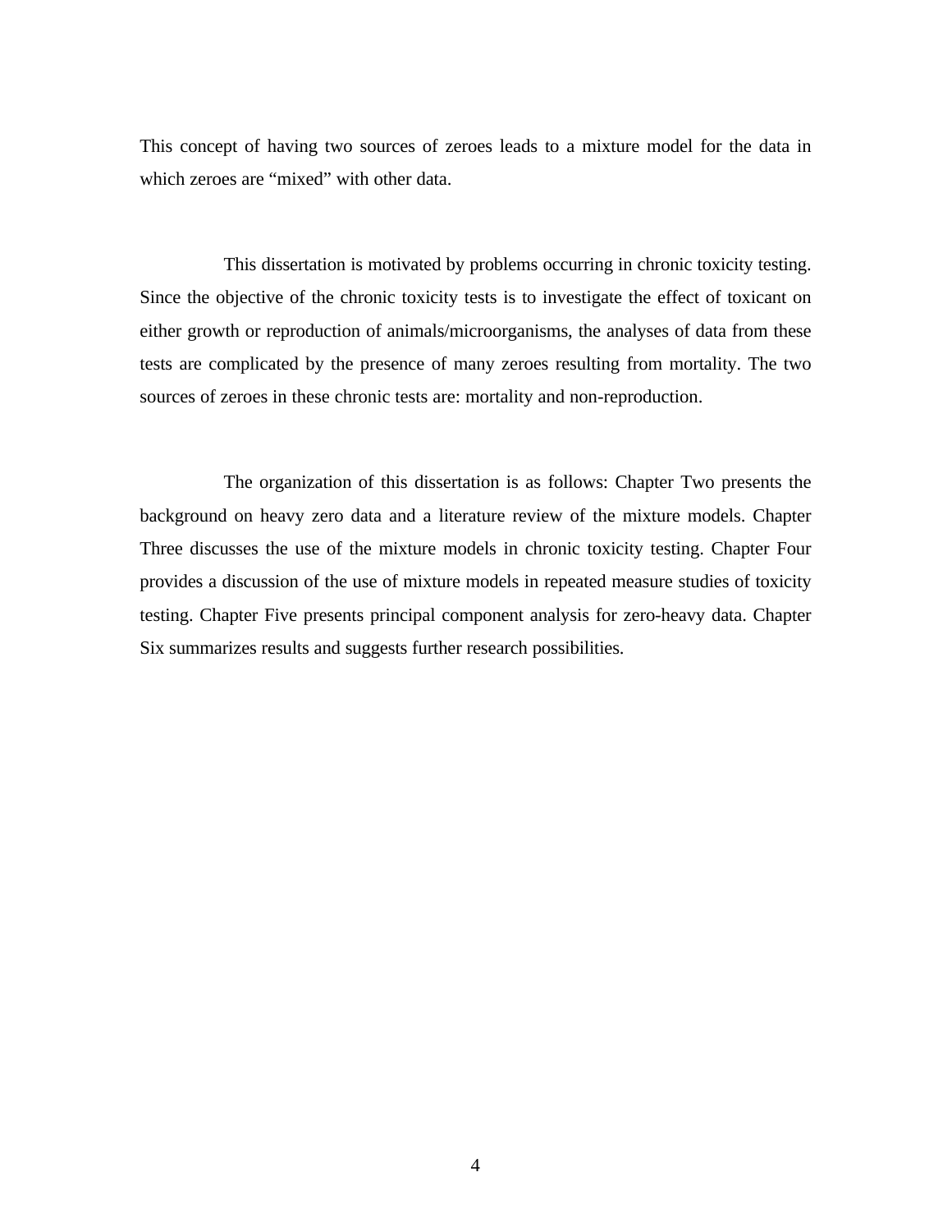This concept of having two sources of zeroes leads to a mixture model for the data in which zeroes are “mixed” with other data.

This dissertation is motivated by problems occurring in chronic toxicity testing. Since the objective of the chronic toxicity tests is to investigate the effect of toxicant on either growth or reproduction of animals/microorganisms, the analyses of data from these tests are complicated by the presence of many zeroes resulting from mortality. The two sources of zeroes in these chronic tests are: mortality and non-reproduction.

The organization of this dissertation is as follows: Chapter Two presents the background on heavy zero data and a literature review of the mixture models. Chapter Three discusses the use of the mixture models in chronic toxicity testing. Chapter Four provides a discussion of the use of mixture models in repeated measure studies of toxicity testing. Chapter Five presents principal component analysis for zero-heavy data. Chapter Six summarizes results and suggests further research possibilities.